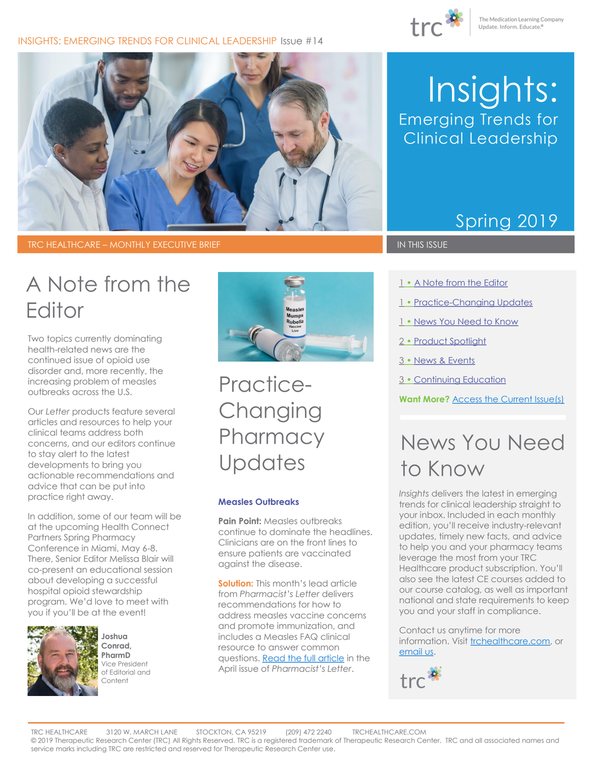INSIGHTS: EMERGING TRENDS FOR CLINICAL LEADERSHIP Issue #14

trc — The Medication Learning Company. Update. Inform. Educate.®

# Insights: Emerging Trends for Clinical Leadership

Spring 2019

TRC HEALTHCARE – MONTHLY EXECUTIVE BRIEF

## A Note from the Editor

Two topics currently dominating health-related news are the continued issue of opioid use disorder and, more recently, the increasing problem of measles outbreaks across the U.S.

Our *Letter* products feature several articles and resources to help your clinical teams address both concerns, and our editors continue to stay alert to the latest developments to bring you actionable recommendations and advice that can be put into practice right away.

In addition, some of our team will be at the upcoming Health Connect Partners Spring Pharmacy Conference in Miami, May 6-8. There, Senior Editor Melissa Blair will co-present an educational session about developing a successful hospital opioid stewardship program. We'd love to meet with you if you'll be at the event!

**Joshua Conrad, PharmD**
Vice President of Editorial and Content

## Practice-Changing Pharmacy Updates

### Measles Outbreaks

**Pain Point:** Measles outbreaks continue to dominate the headlines. Clinicians are on the front lines to ensure patients are vaccinated against the disease.

**Solution:** This month's lead article from *Pharmacist's Letter* delivers recommendations for how to address measles vaccine concerns and promote immunization, and includes a Measles FAQ clinical resource to answer common questions. Read the full article in the April issue of *Pharmacist's Letter*.

IN THIS ISSUE

- 1 • A Note from the Editor
- 1 • Practice-Changing Updates
- 1 • News You Need to Know
- 2 • Product Spotlight
- 3 • News & Events
- 3 • Continuing Education

**Want More?** Access the Current Issue(s)

## News You Need to Know

*Insights* delivers the latest in emerging trends for clinical leadership straight to your inbox. Included in each monthly edition, you'll receive industry-relevant updates, timely new facts, and advice to help you and your pharmacy teams leverage the most from your TRC Healthcare product subscription. You'll also see the latest CE courses added to our course catalog, as well as important national and state requirements to keep you and your staff in compliance.

Contact us anytime for more information. Visit trchealthcare.com, or email us.

TRC HEALTHCARE 3120 W. MARCH LANE STOCKTON, CA 95219 (209) 472 2240 TRCHEALTHCARE.COM
© 2019 Therapeutic Research Center (TRC) All Rights Reserved. TRC is a registered trademark of Therapeutic Research Center. TRC and all associated names and service marks including TRC are restricted and reserved for Therapeutic Research Center use.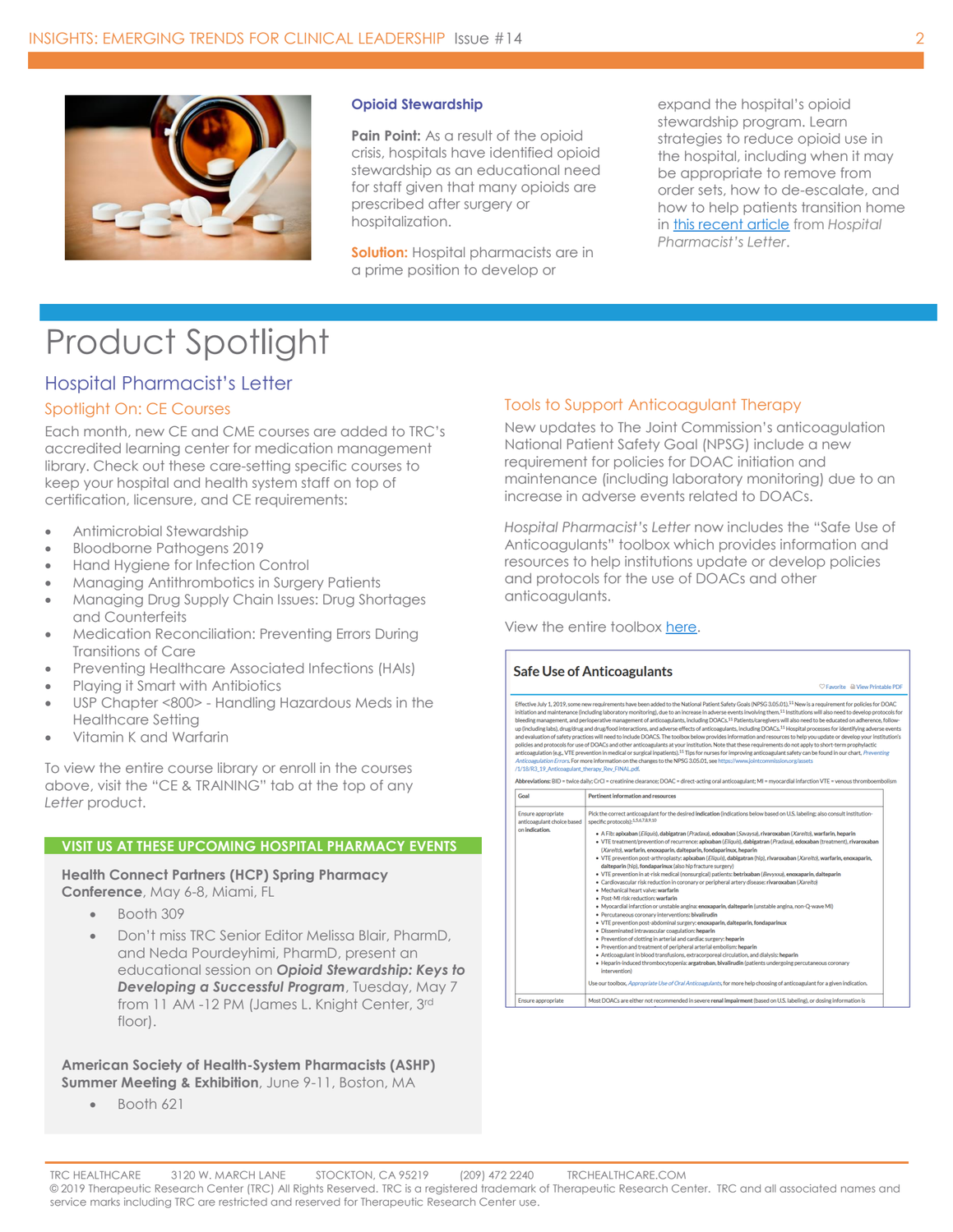### Opioid Stewardship

**Pain Point:** As a result of the opioid crisis, hospitals have identified opioid stewardship as an educational need for staff given that many opioids are prescribed after surgery or hospitalization.

**Solution:** Hospital pharmacists are in a prime position to develop or expand the hospital's opioid stewardship program. Learn strategies to reduce opioid use in the hospital, including when it may be appropriate to remove from order sets, how to de-escalate, and how to help patients transition home in this recent article from *Hospital Pharmacist's Letter*.

# Product Spotlight

## Hospital Pharmacist's Letter

### Spotlight On: CE Courses

Each month, new CE and CME courses are added to TRC's accredited learning center for medication management library. Check out these care-setting specific courses to keep your hospital and health system staff on top of certification, licensure, and CE requirements:

- Antimicrobial Stewardship
- Bloodborne Pathogens 2019
- Hand Hygiene for Infection Control
- Managing Antithrombotics in Surgery Patients
- Managing Drug Supply Chain Issues: Drug Shortages and Counterfeits
- Medication Reconciliation: Preventing Errors During Transitions of Care
- Preventing Healthcare Associated Infections (HAIs)
- Playing it Smart with Antibiotics
- USP Chapter <800> - Handling Hazardous Meds in the Healthcare Setting
- Vitamin K and Warfarin

To view the entire course library or enroll in the courses above, visit the "CE & TRAINING" tab at the top of any *Letter* product.

### VISIT US AT THESE UPCOMING HOSPITAL PHARMACY EVENTS

**Health Connect Partners (HCP) Spring Pharmacy Conference**, May 6-8, Miami, FL

- Booth 309
- Don't miss TRC Senior Editor Melissa Blair, PharmD, and Neda Pourdeyhimi, PharmD, present an educational session on ***Opioid Stewardship: Keys to Developing a Successful Program***, Tuesday, May 7 from 11 AM -12 PM (James L. Knight Center, 3rd floor).

**American Society of Health-System Pharmacists (ASHP) Summer Meeting & Exhibition**, June 9-11, Boston, MA

- Booth 621

### Tools to Support Anticoagulant Therapy

New updates to The Joint Commission's anticoagulation National Patient Safety Goal (NPSG) include a new requirement for policies for DOAC initiation and maintenance (including laboratory monitoring) due to an increase in adverse events related to DOACs.

*Hospital Pharmacist's Letter* now includes the "Safe Use of Anticoagulants" toolbox which provides information and resources to help institutions update or develop policies and protocols for the use of DOACs and other anticoagulants.

View the entire toolbox here.

**Safe Use of Anticoagulants**

Effective July 1, 2019, some new requirements have been added to the National Patient Safety Goals (NPSG 3.05.01).[11] New is a requirement for policies for DOAC initiation and maintenance (including laboratory monitoring), due to an increase in adverse events involving them.[11] Institutions will also need to develop protocols for bleeding management, and perioperative management of anticoagulants, including DOACs.[11] Patients/caregivers will also need to be educated on adherence, follow-up (including labs), drug/drug and drug/food interactions, and adverse effects of anticoagulants, including DOACs.[11] Hospital processes for identifying adverse events and evaluation of safety practices will need to include DOACS. The toolbox below provides information and resources to help you update or develop your institution's policies and protocols for use of DOACs and other anticoagulants at your institution. Note that these requirements do not apply to short-term prophylactic anticoagulation (e.g., VTE prevention in medical or surgical inpatients).[11] Tips for nurses for improving anticoagulant safety can be found in our chart, *Preventing Anticoagulation Errors*. For more information on the changes to the NPSG 3.05.01, see https://www.jointcommission.org/assets/1/18/R3_19_Anticoagulant_therapy_Rev_FINAL.pdf.

Abbreviations: BID = twice daily; CrCl = creatinine clearance; DOAC = direct-acting oral anticoagulant; MI = myocardial infarction VTE = venous thromboembolism

| Goal | Pertinent information and resources |
|---|---|
| Ensure appropriate anticoagulant choice based on **indication**. | Pick the correct anticoagulant for the desired **indication** (indications below based on U.S. labeling; also consult institution-specific protocols): • A Fib: **apixaban** (*Eliquis*), **dabigatran** (*Pradaxa*), **edoxaban** (*Savaysa*), **rivaroxaban** (*Xarelto*), **warfarin**, **heparin** • VTE treatment/prevention of recurrence: **apixaban** (*Eliquis*), **dabigatran** (*Pradaxa*), **edoxaban** (treatment), **rivaroxaban** (*Xarelto*), **warfarin**, **enoxaparin**, **dalteparin**, **fondaparinux**, **heparin** • VTE prevention post-arthroplasty: **apixaban** (*Eliquis*), **dabigatran** (hip), **rivaroxaban** (*Xarelto*), **warfarin**, **enoxaparin**, **dalteparin** (hip), **fondaparinux** (also hip fracture surgery) • VTE prevention in at-risk medical (nonsurgical) patients: **betrixaban** (*Bevyxxa*), **enoxaparin**, **dalteparin** • Cardiovascular risk reduction in coronary or peripheral artery disease: **rivaroxaban** (*Xarelto*) • Mechanical heart valve: **warfarin** • Post-MI risk reduction: **warfarin** • Myocardial infarction or unstable angina: **enoxaparin**, **dalteparin** (unstable angina, non-Q-wave MI) • Percutaneous coronary interventions: **bivalirudin** • VTE prevention post-abdominal surgery: **enoxaparin**, **dalteparin**, **fondaparinux** • Disseminated intravascular coagulation: **heparin** • Prevention of clotting in arterial and cardiac surgery: **heparin** • Prevention and treatment of peripheral arterial embolism: **heparin** • Anticoagulant in blood transfusions, extracorporeal circulation, and dialysis: **heparin** • Heparin-induced thrombocytopenia: **argatroban**, **bivalirudin** (patients undergoing percutaneous coronary intervention) Use our toolbox, *Appropriate Use of Oral Anticoagulants*, for more help choosing of anticoagulant for a given indication. |
| Ensure appropriate | Most DOACs are either not recommended in severe **renal impairment** (based on U.S. labeling), or dosing information is |

TRC HEALTHCARE 3120 W. MARCH LANE STOCKTON, CA 95219 (209) 472 2240 TRCHEALTHCARE.COM

© 2019 Therapeutic Research Center (TRC) All Rights Reserved. TRC is a registered trademark of Therapeutic Research Center. TRC and all associated names and service marks including TRC are restricted and reserved for Therapeutic Research Center use.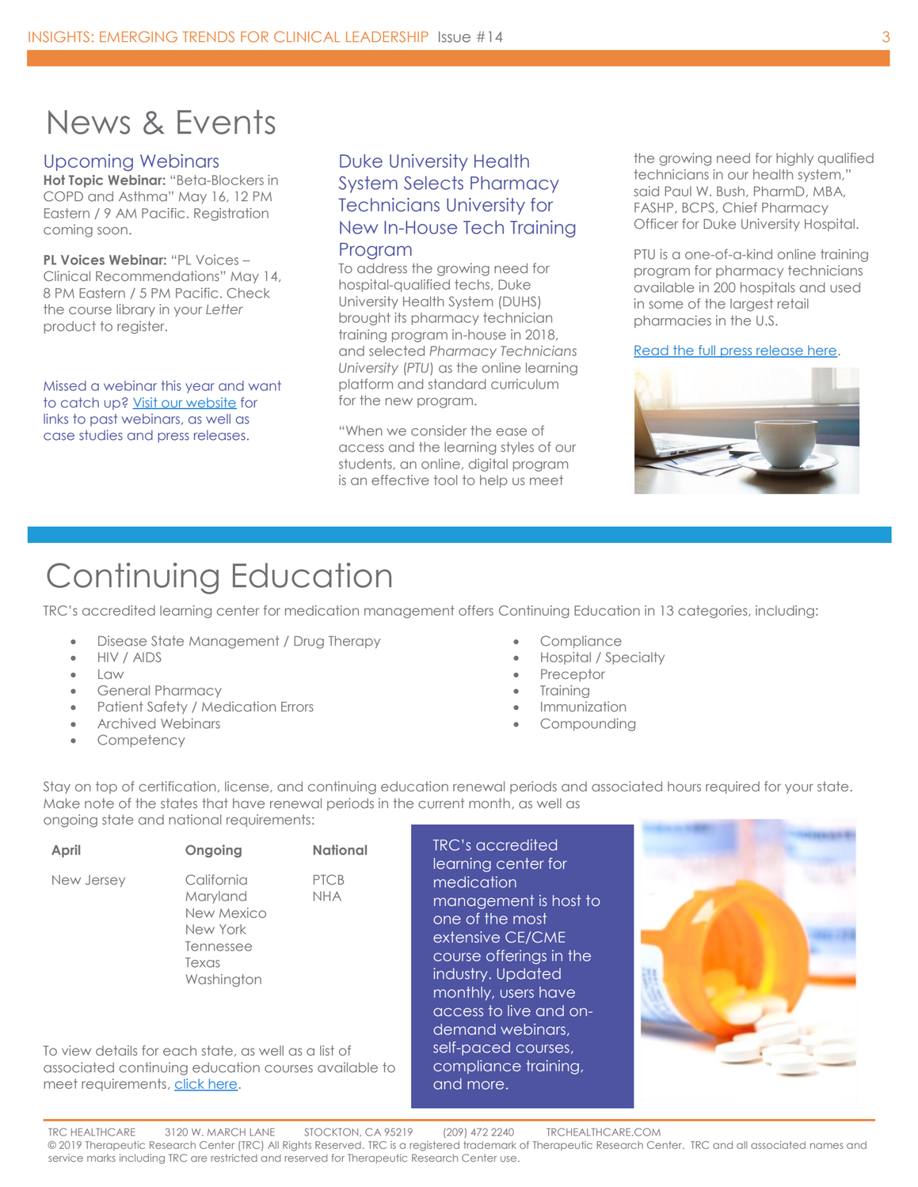# News & Events

## Upcoming Webinars

**Hot Topic Webinar:** "Beta-Blockers in COPD and Asthma" May 16, 12 PM Eastern / 9 AM Pacific. Registration coming soon.

**PL Voices Webinar:** "PL Voices – Clinical Recommendations" May 14, 8 PM Eastern / 5 PM Pacific. Check the course library in your *Letter* product to register.

Missed a webinar this year and want to catch up? Visit our website for links to past webinars, as well as case studies and press releases.

## Duke University Health System Selects Pharmacy Technicians University for New In-House Tech Training Program

To address the growing need for hospital-qualified techs, Duke University Health System (DUHS) brought its pharmacy technician training program in-house in 2018, and selected *Pharmacy Technicians University* (*PTU*) as the online learning platform and standard curriculum for the new program.

"When we consider the ease of access and the learning styles of our students, an online, digital program is an effective tool to help us meet the growing need for highly qualified technicians in our health system," said Paul W. Bush, PharmD, MBA, FASHP, BCPS, Chief Pharmacy Officer for Duke University Hospital.

PTU is a one-of-a-kind online training program for pharmacy technicians available in 200 hospitals and used in some of the largest retail pharmacies in the U.S.

Read the full press release here.

# Continuing Education

TRC's accredited learning center for medication management offers Continuing Education in 13 categories, including:

- Disease State Management / Drug Therapy
- HIV / AIDS
- Law
- General Pharmacy
- Patient Safety / Medication Errors
- Archived Webinars
- Competency
- Compliance
- Hospital / Specialty
- Preceptor
- Training
- Immunization
- Compounding

Stay on top of certification, license, and continuing education renewal periods and associated hours required for your state. Make note of the states that have renewal periods in the current month, as well as ongoing state and national requirements:

| April | Ongoing | National |
|---|---|---|
| New Jersey | California | PTCB |
| | Maryland | NHA |
| | New Mexico | |
| | New York | |
| | Tennessee | |
| | Texas | |
| | Washington | |

To view details for each state, as well as a list of associated continuing education courses available to meet requirements, click here.

TRC's accredited learning center for medication management is host to one of the most extensive CE/CME course offerings in the industry. Updated monthly, users have access to live and on-demand webinars, self-paced courses, compliance training, and more.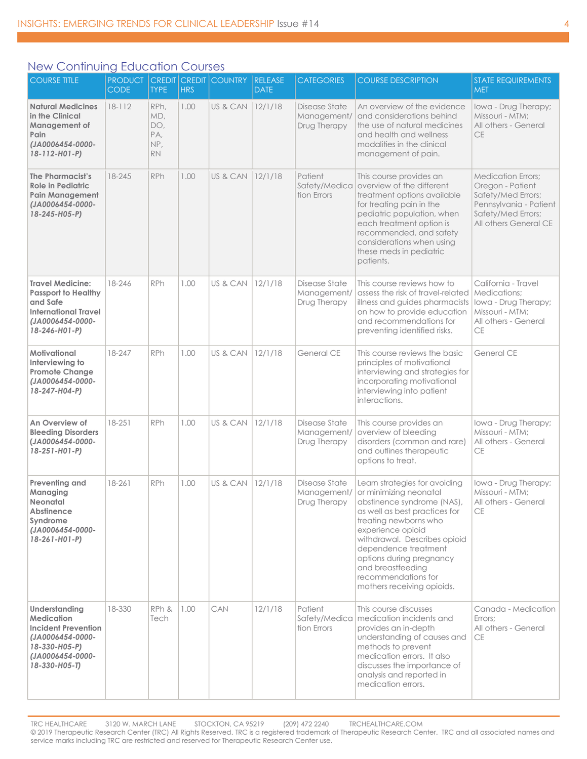## New Continuing Education Courses

| COURSE TITLE | PRODUCT CODE | CREDIT TYPE | CREDIT HRS | COUNTRY | RELEASE DATE | CATEGORIES | COURSE DESCRIPTION | STATE REQUIREMENTS MET |
|---|---|---|---|---|---|---|---|---|
| **Natural Medicines in the Clinical Management of Pain** ***(JA0006454-0000-18-112-H01-P)*** | 18-112 | RPh, MD, DO, PA, NP, RN | 1.00 | US & CAN | 12/1/18 | Disease State Management/ Drug Therapy | An overview of the evidence and considerations behind the use of natural medicines and health and wellness modalities in the clinical management of pain. | Iowa - Drug Therapy; Missouri - MTM; All others - General CE |
| **The Pharmacist's Role in Pediatric Pain Management** ***(JA0006454-0000-18-245-H05-P)*** | 18-245 | RPh | 1.00 | US & CAN | 12/1/18 | Patient Safety/Medication Errors | This course provides an overview of the different treatment options available for treating pain in the pediatric population, when each treatment option is recommended, and safety considerations when using these meds in pediatric patients. | Medication Errors; Oregon - Patient Safety/Med Errors; Pennsylvania - Patient Safety/Med Errors; All others General CE |
| **Travel Medicine: Passport to Healthy and Safe International Travel** ***(JA0006454-0000-18-246-H01-P)*** | 18-246 | RPh | 1.00 | US & CAN | 12/1/18 | Disease State Management/ Drug Therapy | This course reviews how to assess the risk of travel-related illness and guides pharmacists on how to provide education and recommendations for preventing identified risks. | California - Travel Medications; Iowa - Drug Therapy; Missouri - MTM; All others - General CE |
| **Motivational Interviewing to Promote Change** ***(JA0006454-0000-18-247-H04-P)*** | 18-247 | RPh | 1.00 | US & CAN | 12/1/18 | General CE | This course reviews the basic principles of motivational interviewing and strategies for incorporating motivational interviewing into patient interactions. | General CE |
| **An Overview of Bleeding Disorders** ***(JA0006454-0000-18-251-H01-P)*** | 18-251 | RPh | 1.00 | US & CAN | 12/1/18 | Disease State Management/ Drug Therapy | This course provides an overview of bleeding disorders (common and rare) and outlines therapeutic options to treat. | Iowa - Drug Therapy; Missouri - MTM; All others - General CE |
| **Preventing and Managing Neonatal Abstinence Syndrome** ***(JA0006454-0000-18-261-H01-P)*** | 18-261 | RPh | 1.00 | US & CAN | 12/1/18 | Disease State Management/ Drug Therapy | Learn strategies for avoiding or minimizing neonatal abstinence syndrome (NAS), as well as best practices for treating newborns who experience opioid withdrawal. Describes opioid dependence treatment options during pregnancy and breastfeeding recommendations for mothers receiving opioids. | Iowa - Drug Therapy; Missouri - MTM; All others - General CE |
| **Understanding Medication Incident Prevention** ***(JA0006454-0000-18-330-H05-P)*** ***(JA0006454-0000-18-330-H05-T)*** | 18-330 | RPh & Tech | 1.00 | CAN | 12/1/18 | Patient Safety/Medication Errors | This course discusses medication incidents and provides an in-depth understanding of causes and methods to prevent medication errors. It also discusses the importance of analysis and reported in medication errors. | Canada - Medication Errors; All others - General CE |

TRC HEALTHCARE 3120 W. MARCH LANE STOCKTON, CA 95219 (209) 472 2240 TRCHEALTHCARE.COM
© 2019 Therapeutic Research Center (TRC) All Rights Reserved. TRC is a registered trademark of Therapeutic Research Center. TRC and all associated names and service marks including TRC are restricted and reserved for Therapeutic Research Center use.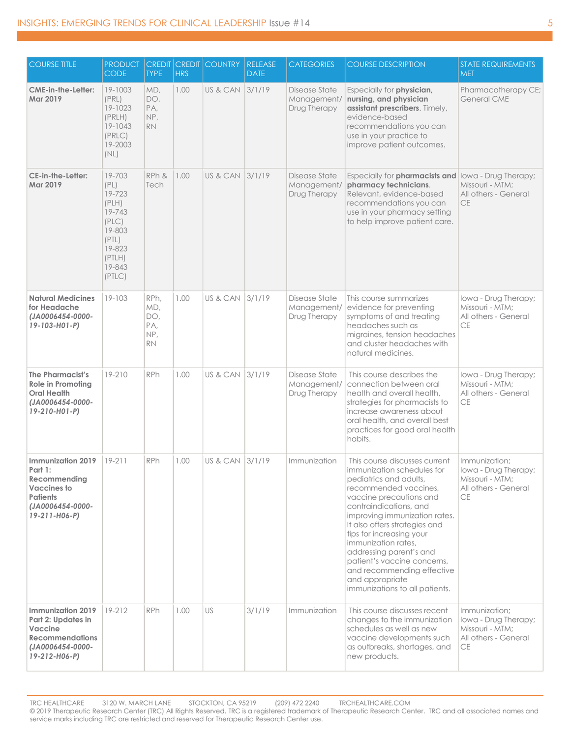| COURSE TITLE | PRODUCT CODE | CREDIT TYPE | CREDIT HRS | COUNTRY | RELEASE DATE | CATEGORIES | COURSE DESCRIPTION | STATE REQUIREMENTS MET |
|---|---|---|---|---|---|---|---|---|
| **CME-in-the-Letter: Mar 2019** | 19-1003 (PRL) 19-1023 (PRLH) 19-1043 (PRLC) 19-2003 (NL) | MD, DO, PA, NP, RN | 1.00 | US & CAN | 3/1/19 | Disease State Management/ Drug Therapy | Especially for **physician, nursing, and physician assistant prescribers**. Timely, evidence-based recommendations you can use in your practice to improve patient outcomes. | Pharmacotherapy CE; General CME |
| **CE-in-the-Letter: Mar 2019** | 19-703 (PL) 19-723 (PLH) 19-743 (PLC) 19-803 (PTL) 19-823 (PTLH) 19-843 (PTLC) | RPh & Tech | 1.00 | US & CAN | 3/1/19 | Disease State Management/ Drug Therapy | Especially for **pharmacists and pharmacy technicians**. Relevant, evidence-based recommendations you can use in your pharmacy setting to help improve patient care. | Iowa - Drug Therapy; Missouri - MTM; All others - General CE |
| **Natural Medicines for Headache *(JA0006454-0000-19-103-H01-P)*** | 19-103 | RPh, MD, DO, PA, NP, RN | 1.00 | US & CAN | 3/1/19 | Disease State Management/ Drug Therapy | This course summarizes evidence for preventing symptoms of and treating headaches such as migraines, tension headaches and cluster headaches with natural medicines. | Iowa - Drug Therapy; Missouri - MTM; All others - General CE |
| **The Pharmacist's Role in Promoting Oral Health *(JA0006454-0000-19-210-H01-P)*** | 19-210 | RPh | 1.00 | US & CAN | 3/1/19 | Disease State Management/ Drug Therapy | This course describes the connection between oral health and overall health, strategies for pharmacists to increase awareness about oral health, and overall best practices for good oral health habits. | Iowa - Drug Therapy; Missouri - MTM; All others - General CE |
| **Immunization 2019 Part 1: Recommending Vaccines to Patients *(JA0006454-0000-19-211-H06-P)*** | 19-211 | RPh | 1.00 | US & CAN | 3/1/19 | Immunization | This course discusses current immunization schedules for pediatrics and adults, recommended vaccines, vaccine precautions and contraindications, and improving immunization rates. It also offers strategies and tips for increasing your immunization rates, addressing parent's and patient's vaccine concerns, and recommending effective and appropriate immunizations to all patients. | Immunization; Iowa - Drug Therapy; Missouri - MTM; All others - General CE |
| **Immunization 2019 Part 2: Updates in Vaccine Recommendations *(JA0006454-0000-19-212-H06-P)*** | 19-212 | RPh | 1.00 | US | 3/1/19 | Immunization | This course discusses recent changes to the immunization schedules as well as new vaccine developments such as outbreaks, shortages, and new products. | Immunization; Iowa - Drug Therapy; Missouri - MTM; All others - General CE |

TRC HEALTHCARE 3120 W. MARCH LANE STOCKTON, CA 95219 (209) 472 2240 TRCHEALTHCARE.COM
© 2019 Therapeutic Research Center (TRC) All Rights Reserved. TRC is a registered trademark of Therapeutic Research Center. TRC and all associated names and service marks including TRC are restricted and reserved for Therapeutic Research Center use.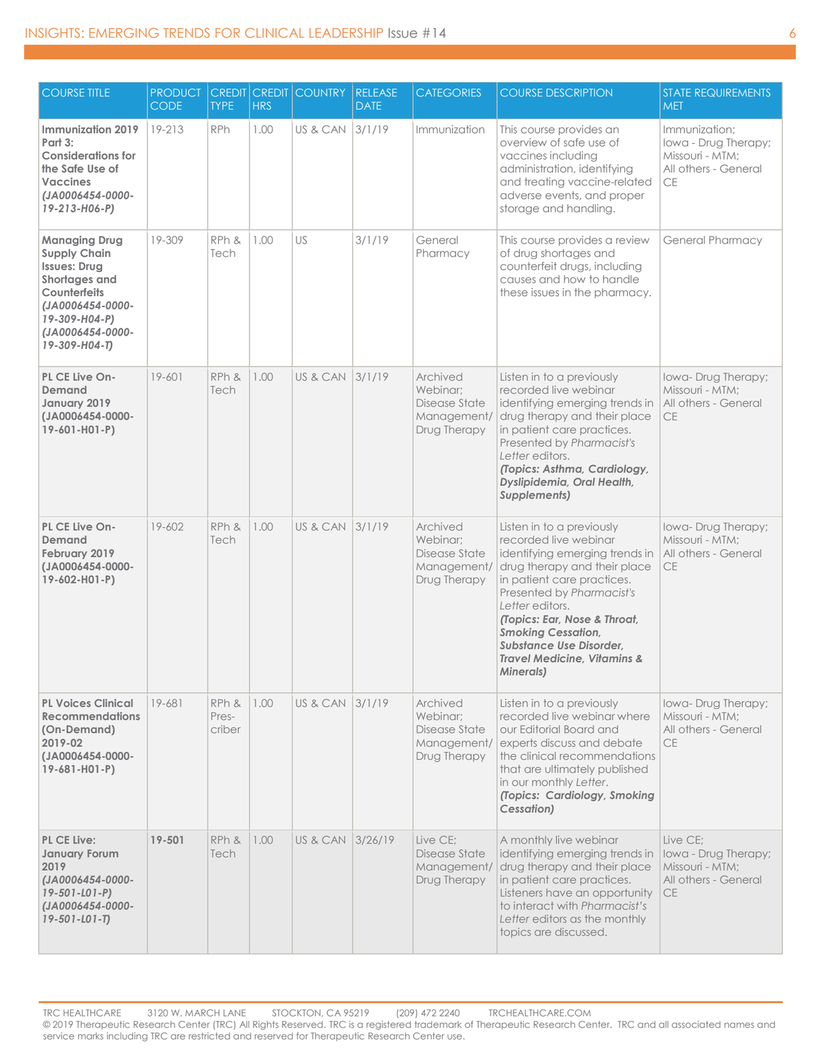| COURSE TITLE | PRODUCT CODE | CREDIT TYPE | CREDIT HRS | COUNTRY | RELEASE DATE | CATEGORIES | COURSE DESCRIPTION | STATE REQUIREMENTS MET |
|---|---|---|---|---|---|---|---|---|
| **Immunization 2019 Part 3: Considerations for the Safe Use of Vaccines** ***(JA0006454-0000-19-213-H06-P)*** | 19-213 | RPh | 1.00 | US & CAN | 3/1/19 | Immunization | This course provides an overview of safe use of vaccines including administration, identifying and treating vaccine-related adverse events, and proper storage and handling. | Immunization; Iowa - Drug Therapy; Missouri - MTM; All others - General CE |
| **Managing Drug Supply Chain Issues: Drug Shortages and Counterfeits** ***(JA0006454-0000-19-309-H04-P)*** ***(JA0006454-0000-19-309-H04-T)*** | 19-309 | RPh & Tech | 1.00 | US | 3/1/19 | General Pharmacy | This course provides a review of drug shortages and counterfeit drugs, including causes and how to handle these issues in the pharmacy. | General Pharmacy |
| **PL CE Live On-Demand January 2019 (JA0006454-0000-19-601-H01-P)** | 19-601 | RPh & Tech | 1.00 | US & CAN | 3/1/19 | Archived Webinar; Disease State Management/ Drug Therapy | Listen in to a previously recorded live webinar identifying emerging trends in drug therapy and their place in patient care practices. Presented by *Pharmacist's Letter* editors. ***(Topics: Asthma, Cardiology, Dyslipidemia, Oral Health, Supplements)*** | Iowa- Drug Therapy; Missouri - MTM; All others - General CE |
| **PL CE Live On-Demand February 2019 (JA0006454-0000-19-602-H01-P)** | 19-602 | RPh & Tech | 1.00 | US & CAN | 3/1/19 | Archived Webinar; Disease State Management/ Drug Therapy | Listen in to a previously recorded live webinar identifying emerging trends in drug therapy and their place in patient care practices. Presented by *Pharmacist's Letter* editors. ***(Topics: Ear, Nose & Throat, Smoking Cessation, Substance Use Disorder, Travel Medicine, Vitamins & Minerals)*** | Iowa- Drug Therapy; Missouri - MTM; All others - General CE |
| **PL Voices Clinical Recommendations (On-Demand) 2019-02 (JA0006454-0000-19-681-H01-P)** | 19-681 | RPh & Pres-criber | 1.00 | US & CAN | 3/1/19 | Archived Webinar; Disease State Management/ Drug Therapy | Listen in to a previously recorded live webinar where our Editorial Board and experts discuss and debate the clinical recommendations that are ultimately published in our monthly *Letter*. ***(Topics: Cardiology, Smoking Cessation)*** | Iowa- Drug Therapy; Missouri - MTM; All others - General CE |
| **PL CE Live: January Forum 2019** ***(JA0006454-0000-19-501-L01-P)*** ***(JA0006454-0000-19-501-L01-T)*** | **19-501** | RPh & Tech | 1.00 | US & CAN | 3/26/19 | Live CE; Disease State Management/ Drug Therapy | A monthly live webinar identifying emerging trends in drug therapy and their place in patient care practices. Listeners have an opportunity to interact with *Pharmacist's Letter* editors as the monthly topics are discussed. | Live CE; Iowa - Drug Therapy; Missouri - MTM; All others - General CE |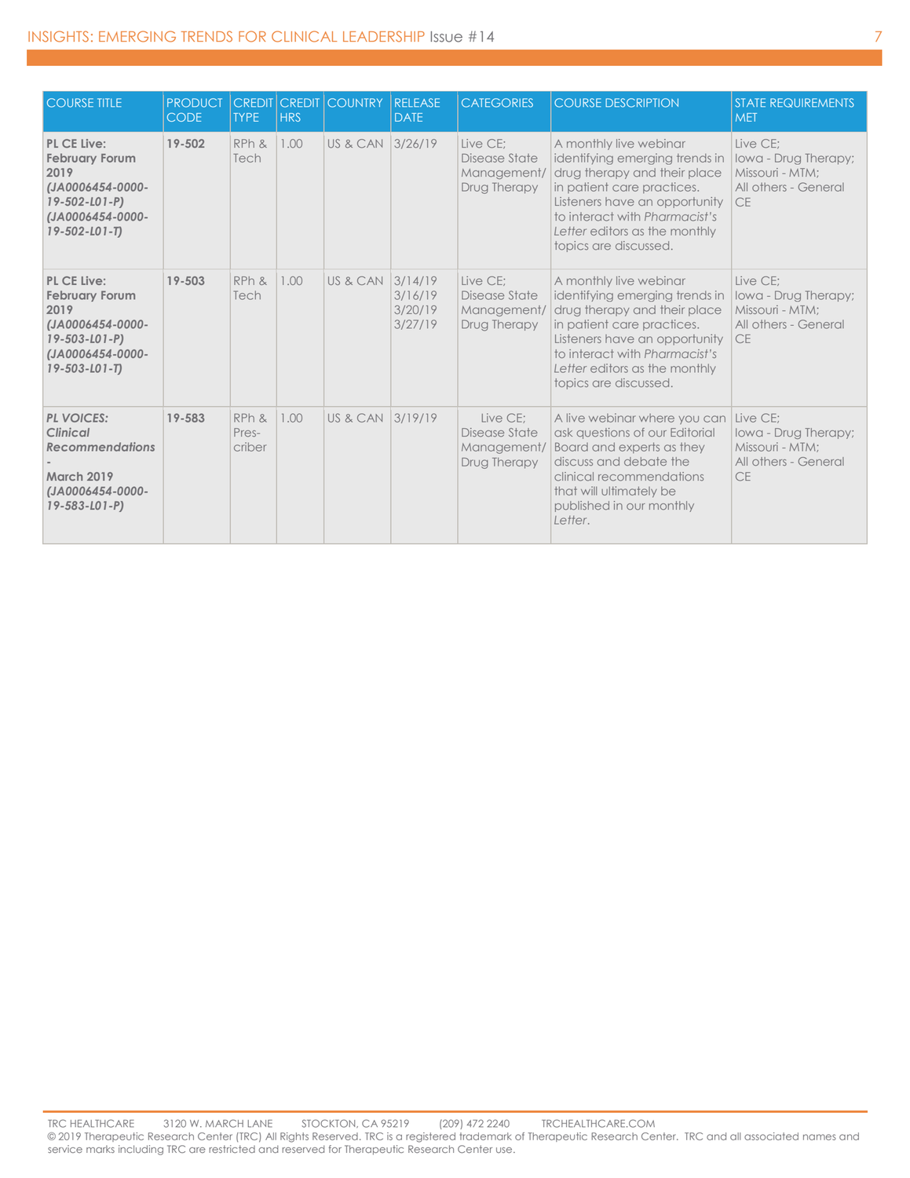| COURSE TITLE | PRODUCT CODE | CREDIT TYPE | CREDIT HRS | COUNTRY | RELEASE DATE | CATEGORIES | COURSE DESCRIPTION | STATE REQUIREMENTS MET |
|---|---|---|---|---|---|---|---|---|
| **PL CE Live: February Forum 2019** ***(JA0006454-0000-19-502-L01-P) (JA0006454-0000-19-502-L01-T)*** | **19-502** | RPh & Tech | 1.00 | US & CAN | 3/26/19 | Live CE; Disease State Management/ Drug Therapy | A monthly live webinar identifying emerging trends in drug therapy and their place in patient care practices. Listeners have an opportunity to interact with *Pharmacist's Letter* editors as the monthly topics are discussed. | Live CE; Iowa - Drug Therapy; Missouri - MTM; All others - General CE |
| **PL CE Live: February Forum 2019** ***(JA0006454-0000-19-503-L01-P) (JA0006454-0000-19-503-L01-T)*** | **19-503** | RPh & Tech | 1.00 | US & CAN | 3/14/19 3/16/19 3/20/19 3/27/19 | Live CE; Disease State Management/ Drug Therapy | A monthly live webinar identifying emerging trends in drug therapy and their place in patient care practices. Listeners have an opportunity to interact with *Pharmacist's Letter* editors as the monthly topics are discussed. | Live CE; Iowa - Drug Therapy; Missouri - MTM; All others - General CE |
| ***PL VOICES: Clinical Recommendations*** **- March 2019** ***(JA0006454-0000-19-583-L01-P)*** | **19-583** | RPh & Pres-criber | 1.00 | US & CAN | 3/19/19 | Live CE; Disease State Management/ Drug Therapy | A live webinar where you can ask questions of our Editorial Board and experts as they discuss and debate the clinical recommendations that will ultimately be published in our monthly *Letter*. | Live CE; Iowa - Drug Therapy; Missouri - MTM; All others - General CE |